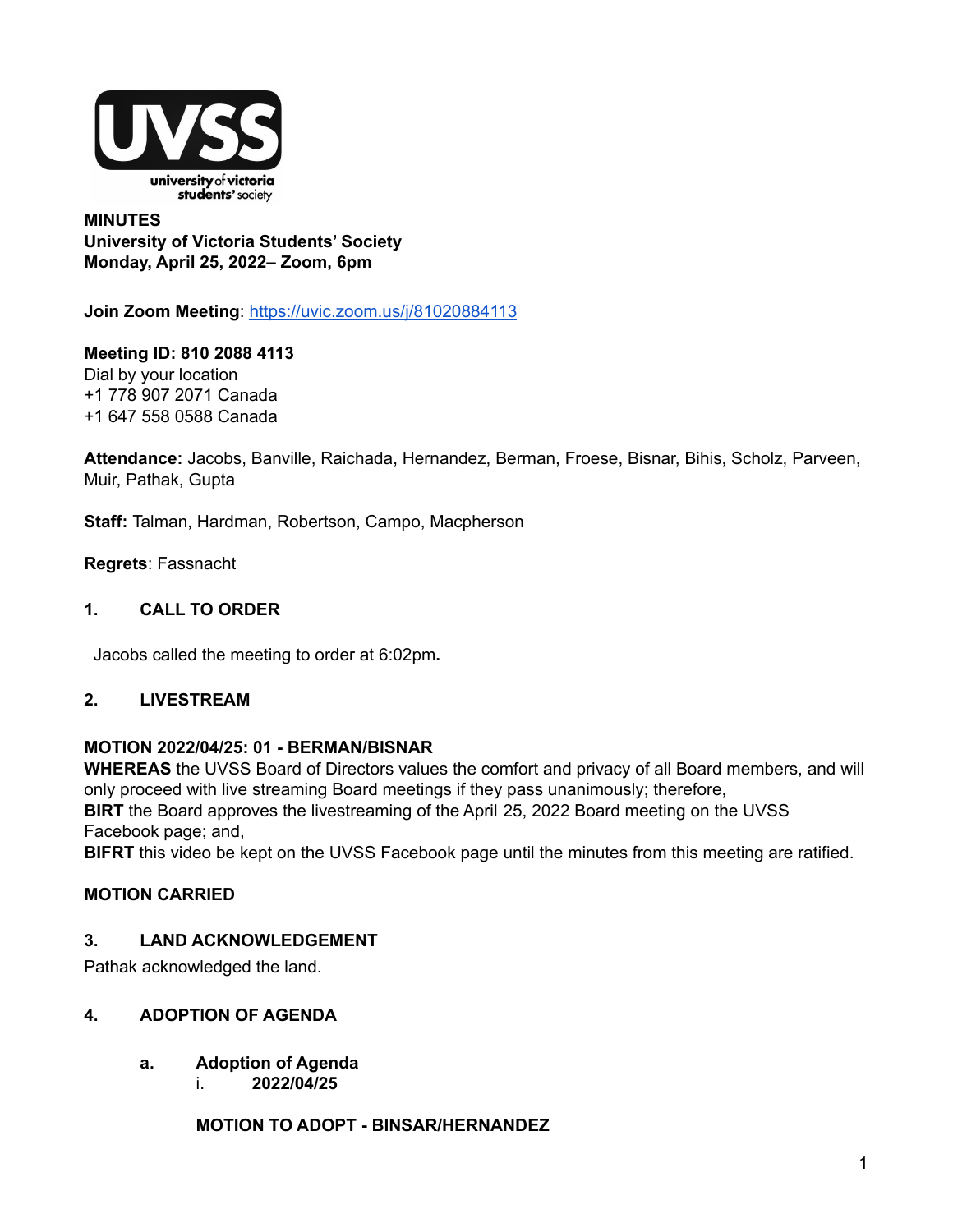**MINUTES**
**University of Victoria Students' Society**
**Monday, April 25, 2022– Zoom, 6pm**

**Join Zoom Meeting**: https://uvic.zoom.us/j/81020884113

**Meeting ID: 810 2088 4113**
Dial by your location
+1 778 907 2071 Canada
+1 647 558 0588 Canada

**Attendance:** Jacobs, Banville, Raichada, Hernandez, Berman, Froese, Bisnar, Bihis, Scholz, Parveen, Muir, Pathak, Gupta

**Staff:** Talman, Hardman, Robertson, Campo, Macpherson

**Regrets**: Fassnacht

## 1. CALL TO ORDER

Jacobs called the meeting to order at 6:02pm**.**

## 2. LIVESTREAM

**MOTION 2022/04/25: 01 - BERMAN/BISNAR**
**WHEREAS** the UVSS Board of Directors values the comfort and privacy of all Board members, and will only proceed with live streaming Board meetings if they pass unanimously; therefore,
**BIRT** the Board approves the livestreaming of the April 25, 2022 Board meeting on the UVSS Facebook page; and,
**BIFRT** this video be kept on the UVSS Facebook page until the minutes from this meeting are ratified.

**MOTION CARRIED**

## 3. LAND ACKNOWLEDGEMENT

Pathak acknowledged the land.

## 4. ADOPTION OF AGENDA

### a. Adoption of Agenda

i. **2022/04/25**

**MOTION TO ADOPT - BINSAR/HERNANDEZ**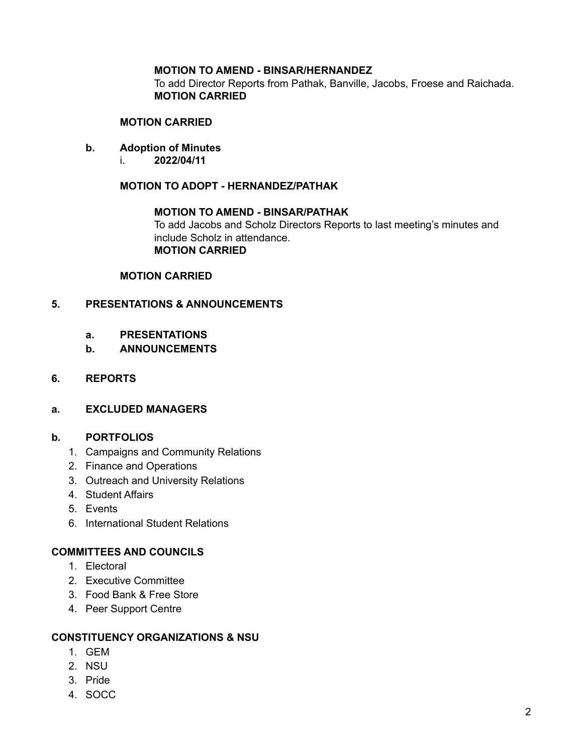**MOTION TO AMEND - BINSAR/HERNANDEZ**
To add Director Reports from Pathak, Banville, Jacobs, Froese and Raichada.
**MOTION CARRIED**

**MOTION CARRIED**

**b. Adoption of Minutes**

i. **2022/04/11**

**MOTION TO ADOPT - HERNANDEZ/PATHAK**

**MOTION TO AMEND - BINSAR/PATHAK**
To add Jacobs and Scholz Directors Reports to last meeting's minutes and include Scholz in attendance.
**MOTION CARRIED**

**MOTION CARRIED**

## 5. PRESENTATIONS & ANNOUNCEMENTS

### a. PRESENTATIONS

### b. ANNOUNCEMENTS

## 6. REPORTS

### a. EXCLUDED MANAGERS

### b. PORTFOLIOS

1. Campaigns and Community Relations
2. Finance and Operations
3. Outreach and University Relations
4. Student Affairs
5. Events
6. International Student Relations

### COMMITTEES AND COUNCILS

1. Electoral
2. Executive Committee
3. Food Bank & Free Store
4. Peer Support Centre

### CONSTITUENCY ORGANIZATIONS & NSU

1. GEM
2. NSU
3. Pride
4. SOCC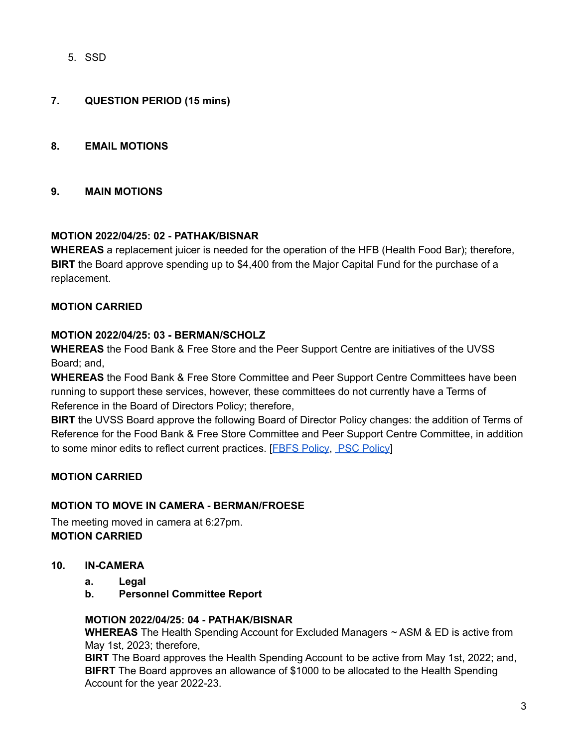5. SSD

## 7. QUESTION PERIOD (15 mins)

## 8. EMAIL MOTIONS

## 9. MAIN MOTIONS

**MOTION 2022/04/25: 02 - PATHAK/BISNAR**
**WHEREAS** a replacement juicer is needed for the operation of the HFB (Health Food Bar); therefore,
**BIRT** the Board approve spending up to $4,400 from the Major Capital Fund for the purchase of a replacement.

**MOTION CARRIED**

**MOTION 2022/04/25: 03 - BERMAN/SCHOLZ**
**WHEREAS** the Food Bank & Free Store and the Peer Support Centre are initiatives of the UVSS Board; and,
**WHEREAS** the Food Bank & Free Store Committee and Peer Support Centre Committees have been running to support these services, however, these committees do not currently have a Terms of Reference in the Board of Directors Policy; therefore,
**BIRT** the UVSS Board approve the following Board of Director Policy changes: the addition of Terms of Reference for the Food Bank & Free Store Committee and Peer Support Centre Committee, in addition to some minor edits to reflect current practices. [FBFS Policy, PSC Policy]

**MOTION CARRIED**

**MOTION TO MOVE IN CAMERA - BERMAN/FROESE**
The meeting moved in camera at 6:27pm.
**MOTION CARRIED**

## 10. IN-CAMERA

a. **Legal**
b. **Personnel Committee Report**

**MOTION 2022/04/25: 04 - PATHAK/BISNAR**
**WHEREAS** The Health Spending Account for Excluded Managers ~ ASM & ED is active from May 1st, 2023; therefore,
**BIRT** The Board approves the Health Spending Account to be active from May 1st, 2022; and,
**BIFRT** The Board approves an allowance of $1000 to be allocated to the Health Spending Account for the year 2022-23.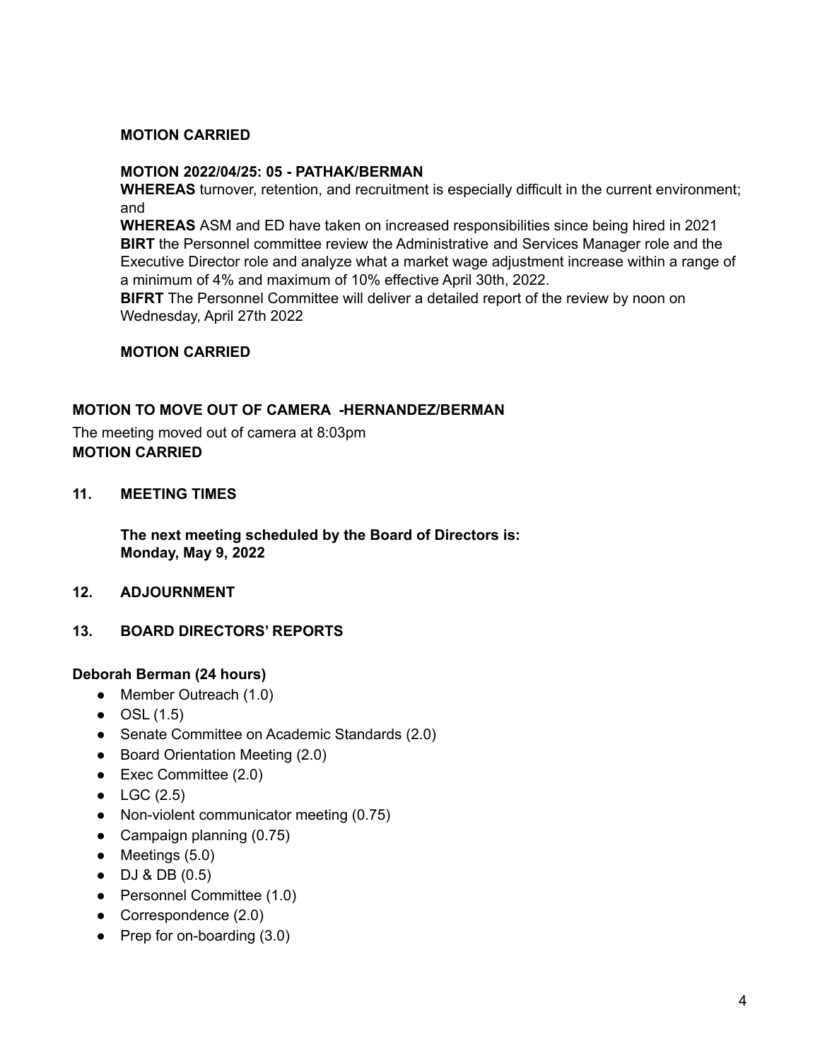**MOTION CARRIED**

**MOTION 2022/04/25: 05 - PATHAK/BERMAN**
**WHEREAS** turnover, retention, and recruitment is especially difficult in the current environment; and
**WHEREAS** ASM and ED have taken on increased responsibilities since being hired in 2021
**BIRT** the Personnel committee review the Administrative and Services Manager role and the Executive Director role and analyze what a market wage adjustment increase within a range of a minimum of 4% and maximum of 10% effective April 30th, 2022.
**BIFRT** The Personnel Committee will deliver a detailed report of the review by noon on Wednesday, April 27th 2022

**MOTION CARRIED**

**MOTION TO MOVE OUT OF CAMERA -HERNANDEZ/BERMAN**

The meeting moved out of camera at 8:03pm
**MOTION CARRIED**

## 11. MEETING TIMES

**The next meeting scheduled by the Board of Directors is:**
**Monday, May 9, 2022**

## 12. ADJOURNMENT

## 13. BOARD DIRECTORS' REPORTS

**Deborah Berman (24 hours)**

- Member Outreach (1.0)
- OSL (1.5)
- Senate Committee on Academic Standards (2.0)
- Board Orientation Meeting (2.0)
- Exec Committee (2.0)
- LGC (2.5)
- Non-violent communicator meeting (0.75)
- Campaign planning (0.75)
- Meetings (5.0)
- DJ & DB (0.5)
- Personnel Committee (1.0)
- Correspondence (2.0)
- Prep for on-boarding (3.0)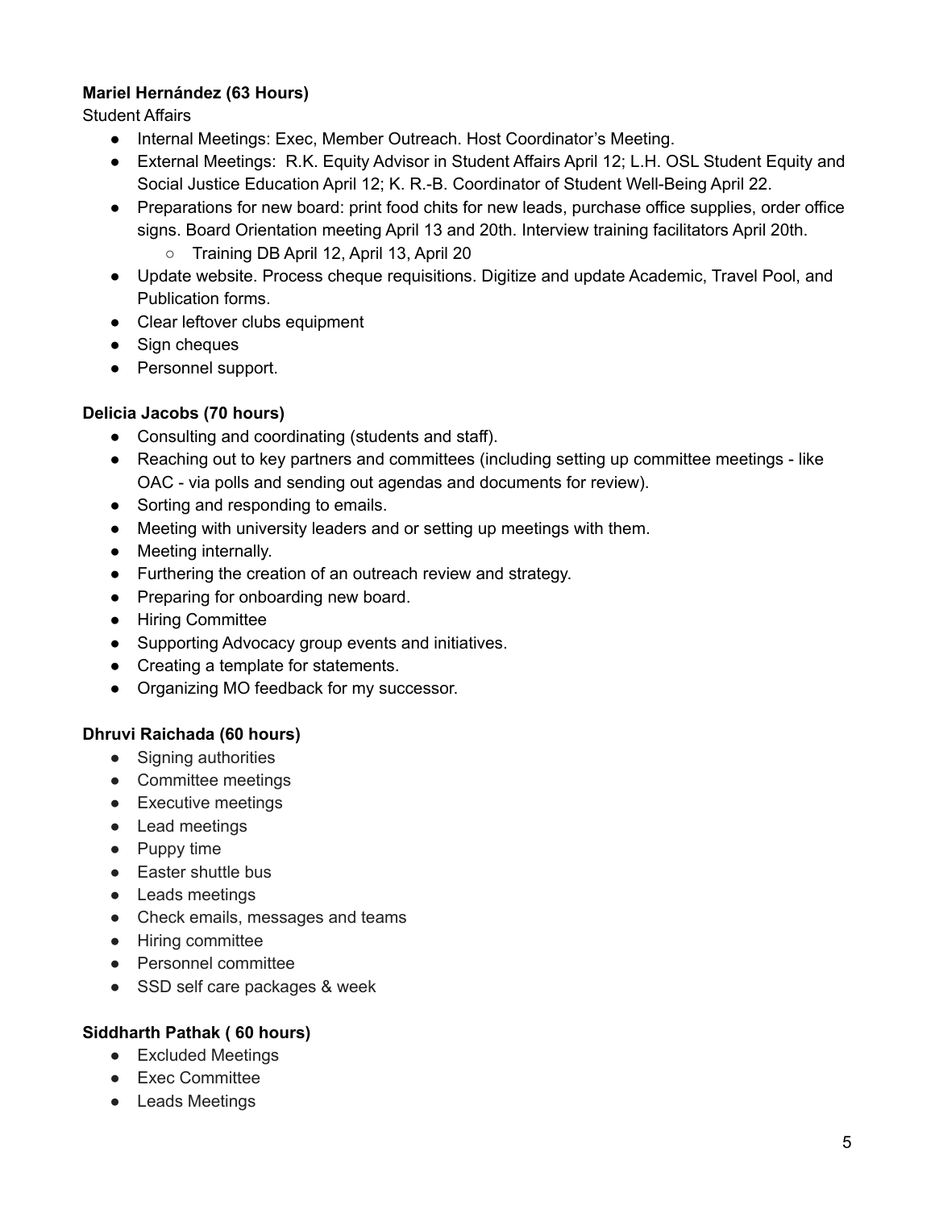**Mariel Hernández (63 Hours)**
Student Affairs

- Internal Meetings: Exec, Member Outreach. Host Coordinator's Meeting.
- External Meetings: R.K. Equity Advisor in Student Affairs April 12; L.H. OSL Student Equity and Social Justice Education April 12; K. R.-B. Coordinator of Student Well-Being April 22.
- Preparations for new board: print food chits for new leads, purchase office supplies, order office signs. Board Orientation meeting April 13 and 20th. Interview training facilitators April 20th.
    - Training DB April 12, April 13, April 20
- Update website. Process cheque requisitions. Digitize and update Academic, Travel Pool, and Publication forms.
- Clear leftover clubs equipment
- Sign cheques
- Personnel support.

**Delicia Jacobs (70 hours)**

- Consulting and coordinating (students and staff).
- Reaching out to key partners and committees (including setting up committee meetings - like OAC - via polls and sending out agendas and documents for review).
- Sorting and responding to emails.
- Meeting with university leaders and or setting up meetings with them.
- Meeting internally.
- Furthering the creation of an outreach review and strategy.
- Preparing for onboarding new board.
- Hiring Committee
- Supporting Advocacy group events and initiatives.
- Creating a template for statements.
- Organizing MO feedback for my successor.

**Dhruvi Raichada (60 hours)**

- Signing authorities
- Committee meetings
- Executive meetings
- Lead meetings
- Puppy time
- Easter shuttle bus
- Leads meetings
- Check emails, messages and teams
- Hiring committee
- Personnel committee
- SSD self care packages & week

**Siddharth Pathak ( 60 hours)**

- Excluded Meetings
- Exec Committee
- Leads Meetings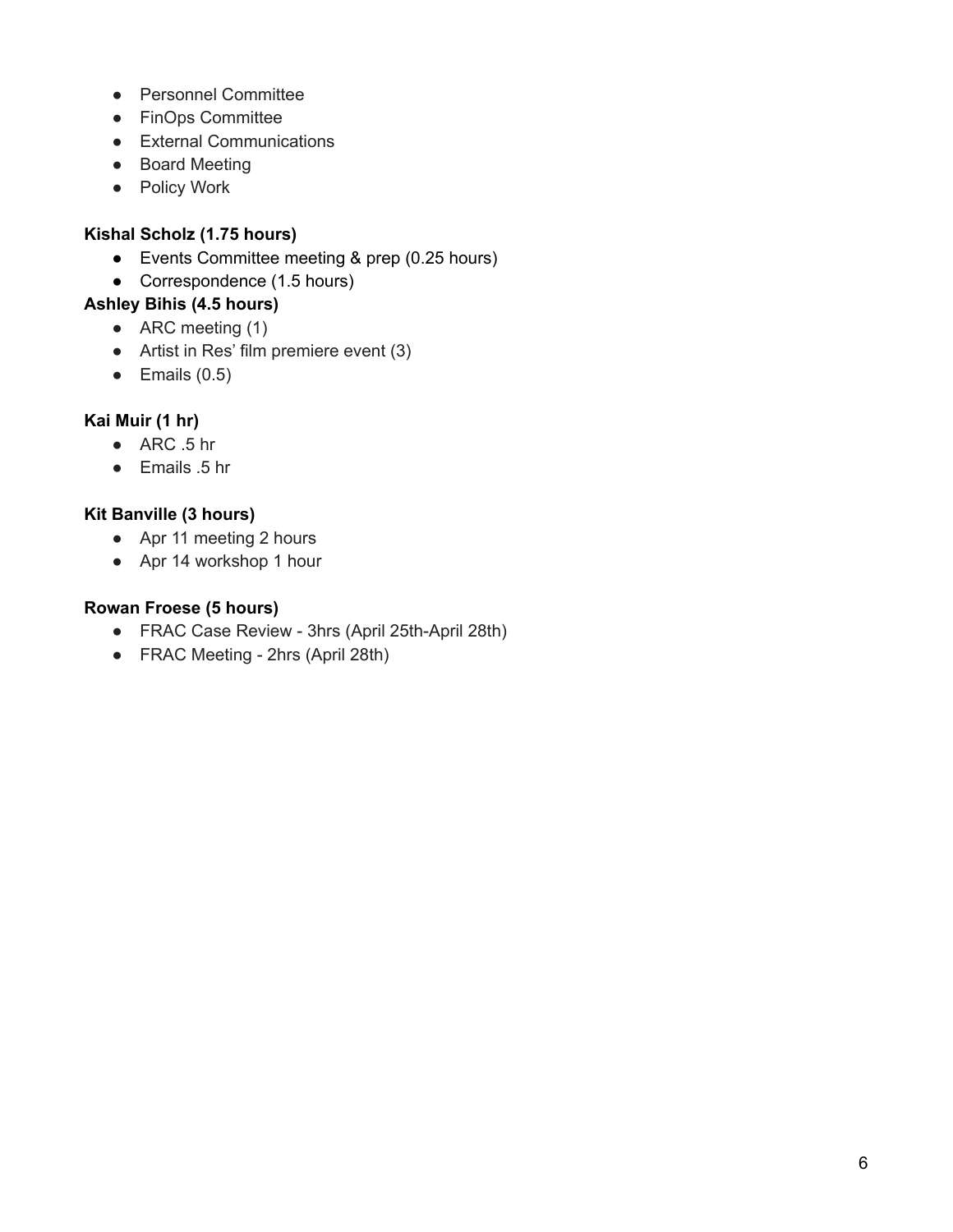- Personnel Committee
- FinOps Committee
- External Communications
- Board Meeting
- Policy Work

**Kishal Scholz (1.75 hours)**

- Events Committee meeting & prep (0.25 hours)
- Correspondence (1.5 hours)

**Ashley Bihis (4.5 hours)**

- ARC meeting (1)
- Artist in Res' film premiere event (3)
- Emails (0.5)

**Kai Muir (1 hr)**

- ARC .5 hr
- Emails .5 hr

**Kit Banville (3 hours)**

- Apr 11 meeting 2 hours
- Apr 14 workshop 1 hour

**Rowan Froese (5 hours)**

- FRAC Case Review - 3hrs (April 25th-April 28th)
- FRAC Meeting - 2hrs (April 28th)